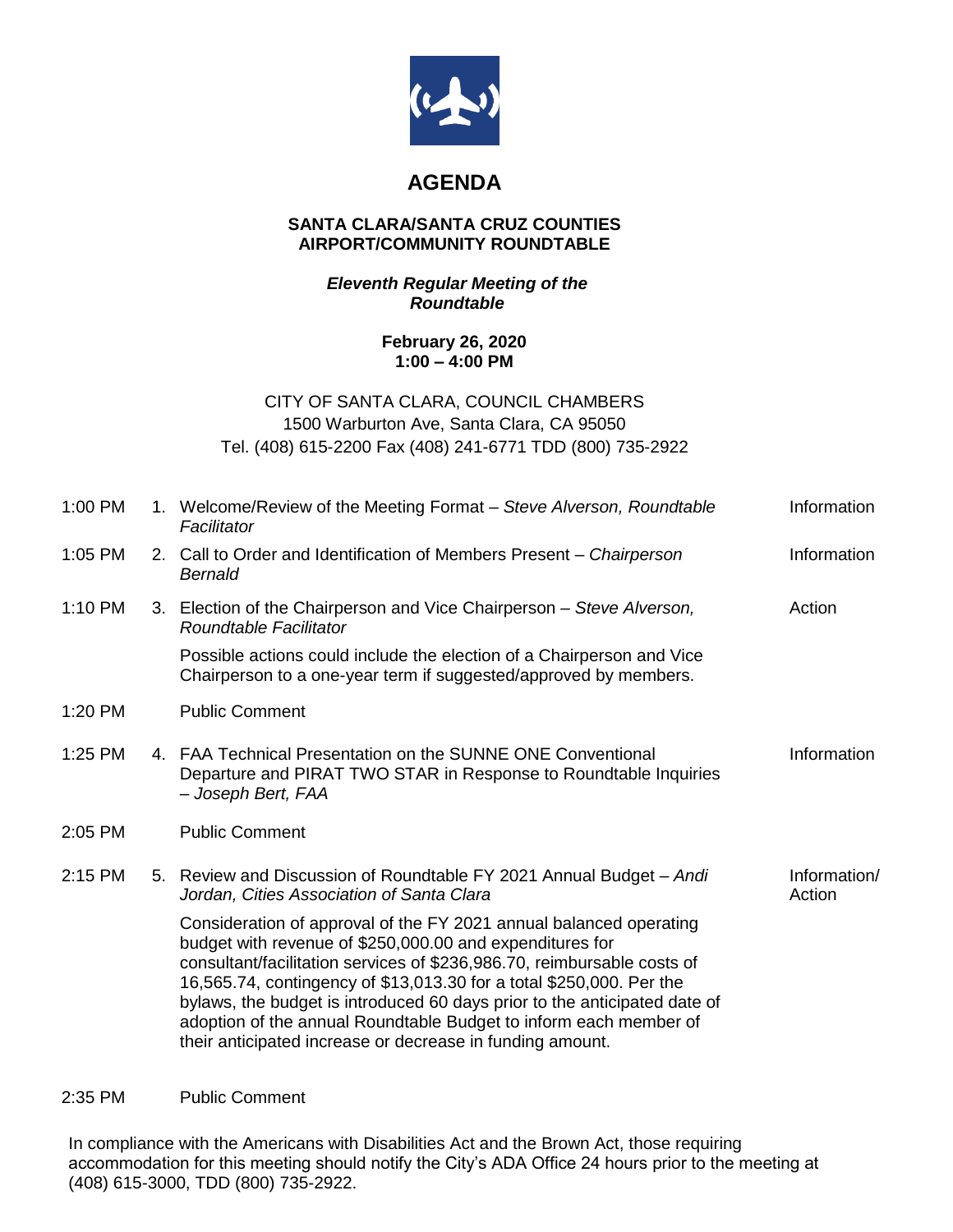# AGENDA

**SANTA CLARA/SANTA CRUZ COUNTIES AIRPORT/COMMUNITY ROUNDTABLE**

***Eleventh Regular Meeting of the Roundtable***

**February 26, 2020**
**1:00 – 4:00 PM**

CITY OF SANTA CLARA, COUNCIL CHAMBERS
1500 Warburton Ave, Santa Clara, CA 95050
Tel. (408) 615-2200 Fax (408) 241-6771 TDD (800) 735-2922

| Time | Item | Type |
|---|---|---|
| 1:00 PM | 1. Welcome/Review of the Meeting Format – *Steve Alverson, Roundtable Facilitator* | Information |
| 1:05 PM | 2. Call to Order and Identification of Members Present – *Chairperson Bernald* | Information |
| 1:10 PM | 3. Election of the Chairperson and Vice Chairperson – *Steve Alverson, Roundtable Facilitator*<br><br>Possible actions could include the election of a Chairperson and Vice Chairperson to a one-year term if suggested/approved by members. | Action |
| 1:20 PM | Public Comment | |
| 1:25 PM | 4. FAA Technical Presentation on the SUNNE ONE Conventional Departure and PIRAT TWO STAR in Response to Roundtable Inquiries – *Joseph Bert, FAA* | Information |
| 2:05 PM | Public Comment | |
| 2:15 PM | 5. Review and Discussion of Roundtable FY 2021 Annual Budget – *Andi Jordan, Cities Association of Santa Clara*<br><br>Consideration of approval of the FY 2021 annual balanced operating budget with revenue of $250,000.00 and expenditures for consultant/facilitation services of $236,986.70, reimbursable costs of 16,565.74, contingency of $13,013.30 for a total $250,000. Per the bylaws, the budget is introduced 60 days prior to the anticipated date of adoption of the annual Roundtable Budget to inform each member of their anticipated increase or decrease in funding amount. | Information/ Action |
| 2:35 PM | Public Comment | |

In compliance with the Americans with Disabilities Act and the Brown Act, those requiring accommodation for this meeting should notify the City's ADA Office 24 hours prior to the meeting at (408) 615-3000, TDD (800) 735-2922.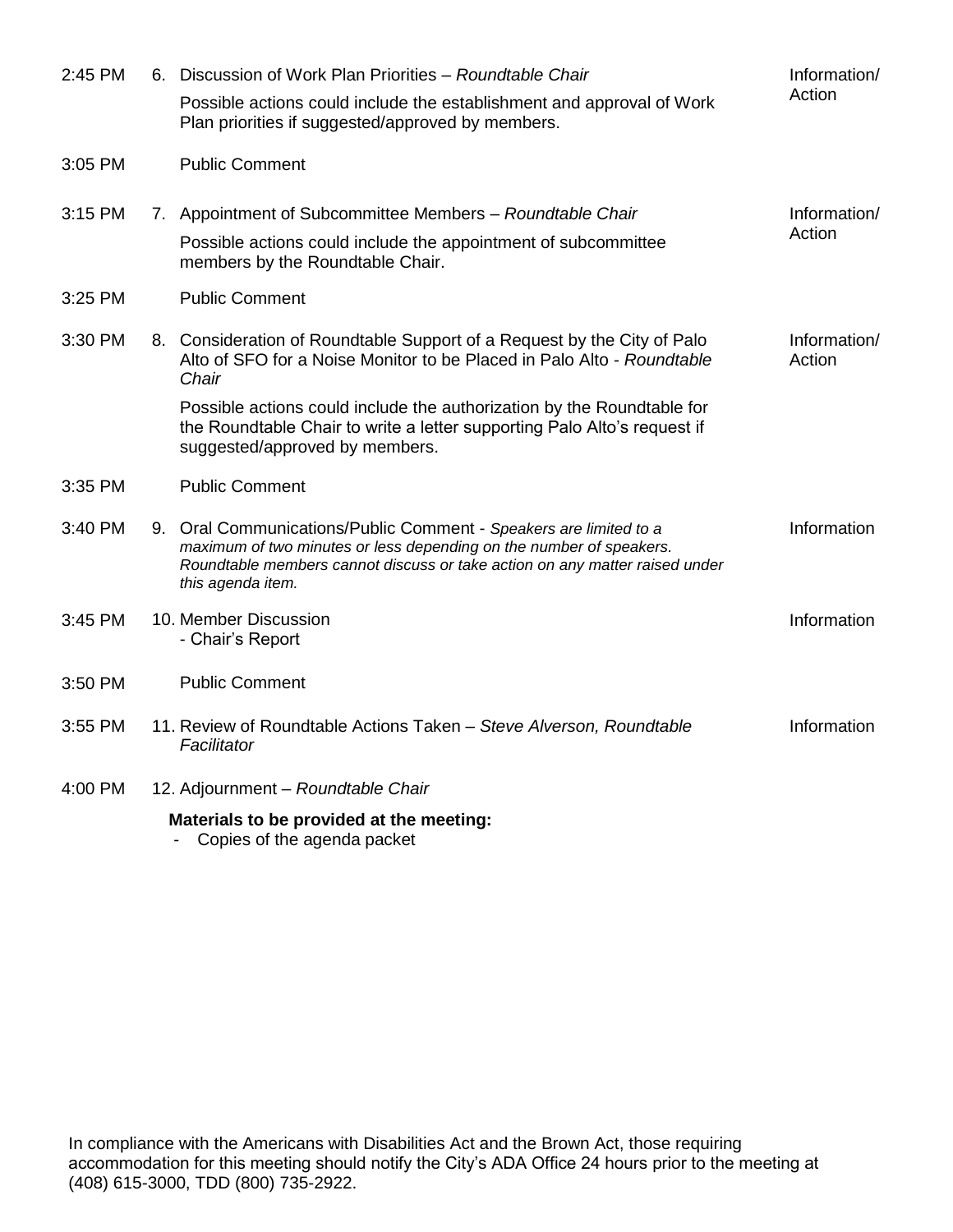| | | | |
|---|---|---|---|
| 2:45 PM | 6. Discussion of Work Plan Priorities – *Roundtable Chair*<br><br>Possible actions could include the establishment and approval of Work Plan priorities if suggested/approved by members. | Information/ Action |
| 3:05 PM | Public Comment | |
| 3:15 PM | 7. Appointment of Subcommittee Members – *Roundtable Chair*<br><br>Possible actions could include the appointment of subcommittee members by the Roundtable Chair. | Information/ Action |
| 3:25 PM | Public Comment | |
| 3:30 PM | 8. Consideration of Roundtable Support of a Request by the City of Palo Alto of SFO for a Noise Monitor to be Placed in Palo Alto - *Roundtable Chair*<br><br>Possible actions could include the authorization by the Roundtable for the Roundtable Chair to write a letter supporting Palo Alto's request if suggested/approved by members. | Information/ Action |
| 3:35 PM | Public Comment | |
| 3:40 PM | 9. Oral Communications/Public Comment - *Speakers are limited to a maximum of two minutes or less depending on the number of speakers. Roundtable members cannot discuss or take action on any matter raised under this agenda item.* | Information |
| 3:45 PM | 10. Member Discussion<br>- Chair's Report | Information |
| 3:50 PM | Public Comment | |
| 3:55 PM | 11. Review of Roundtable Actions Taken – *Steve Alverson, Roundtable Facilitator* | Information |
| 4:00 PM | 12. Adjournment – *Roundtable Chair* | |

**Materials to be provided at the meeting:**

- Copies of the agenda packet

In compliance with the Americans with Disabilities Act and the Brown Act, those requiring accommodation for this meeting should notify the City's ADA Office 24 hours prior to the meeting at (408) 615-3000, TDD (800) 735-2922.